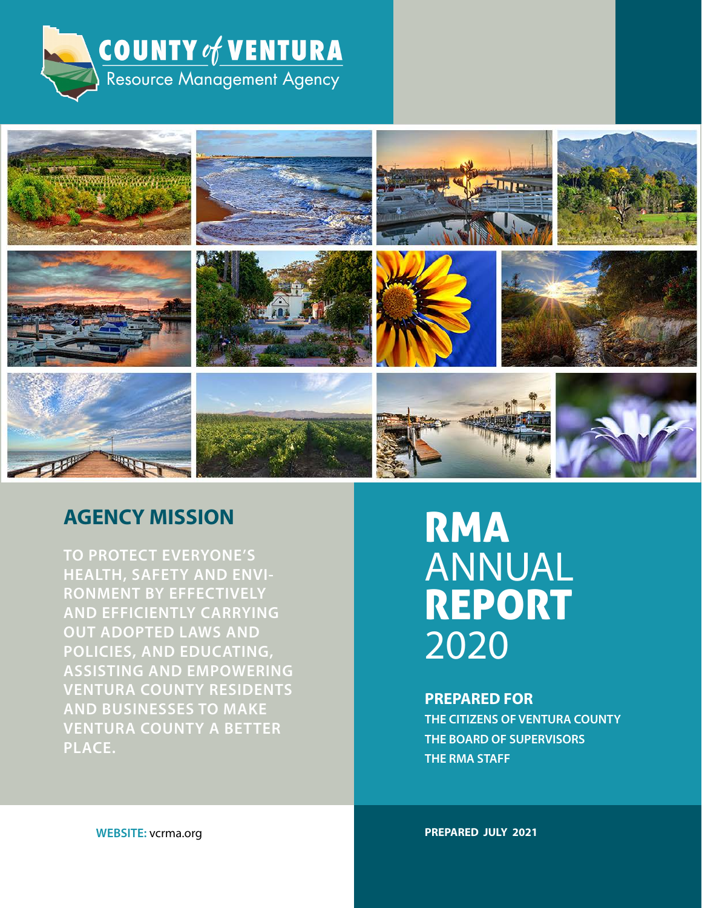# COUNTY of VENTURA

Resource Management Agency

## AGENCY MISSION

TO PROTECT EVERYONE'S HEALTH, SAFETY AND ENVIRONMENT BY EFFECTIVELY AND EFFICIENTLY CARRYING OUT ADOPTED LAWS AND POLICIES, AND EDUCATING, ASSISTING AND EMPOWERING VENTURA COUNTY RESIDENTS AND BUSINESSES TO MAKE VENTURA COUNTY A BETTER PLACE.

# RMA ANNUAL REPORT 2020

**PREPARED FOR**

**THE CITIZENS OF VENTURA COUNTY**

**THE BOARD OF SUPERVISORS**

**THE RMA STAFF**

**WEBSITE:** vcrma.org

**PREPARED JULY 2021**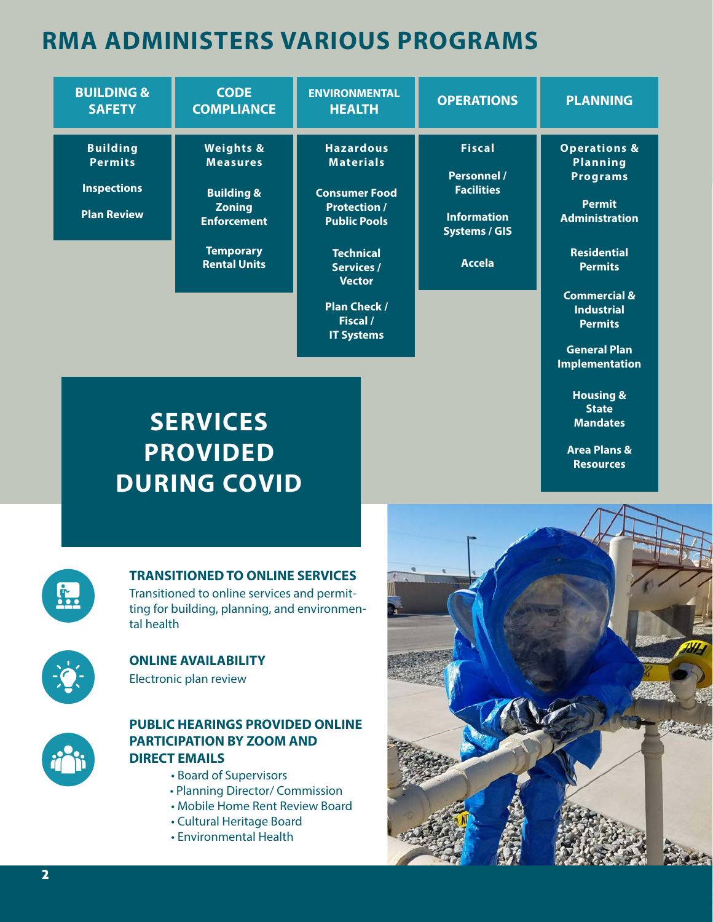# RMA ADMINISTERS VARIOUS PROGRAMS

| BUILDING & SAFETY | CODE COMPLIANCE | ENVIRONMENTAL HEALTH | OPERATIONS | PLANNING |
| --- | --- | --- | --- | --- |
| Building Permits | Weights & Measures | Hazardous Materials | Fiscal | Operations & Planning Programs |
| Inspections | Building & Zoning Enforcement | Consumer Food Protection / Public Pools | Personnel / Facilities | Permit Administration |
| Plan Review | Temporary Rental Units | Technical Services / Vector | Information Systems / GIS | Residential Permits |
| | | Plan Check / Fiscal / IT Systems | Accela | Commercial & Industrial Permits |
| | | | | General Plan Implementation |
| | | | | Housing & State Mandates |
| | | | | Area Plans & Resources |

## SERVICES PROVIDED DURING COVID

### TRANSITIONED TO ONLINE SERVICES

Transitioned to online services and permitting for building, planning, and environmental health

### ONLINE AVAILABILITY

Electronic plan review

### PUBLIC HEARINGS PROVIDED ONLINE PARTICIPATION BY ZOOM AND DIRECT EMAILS

- Board of Supervisors
- Planning Director/ Commission
- Mobile Home Rent Review Board
- Cultural Heritage Board
- Environmental Health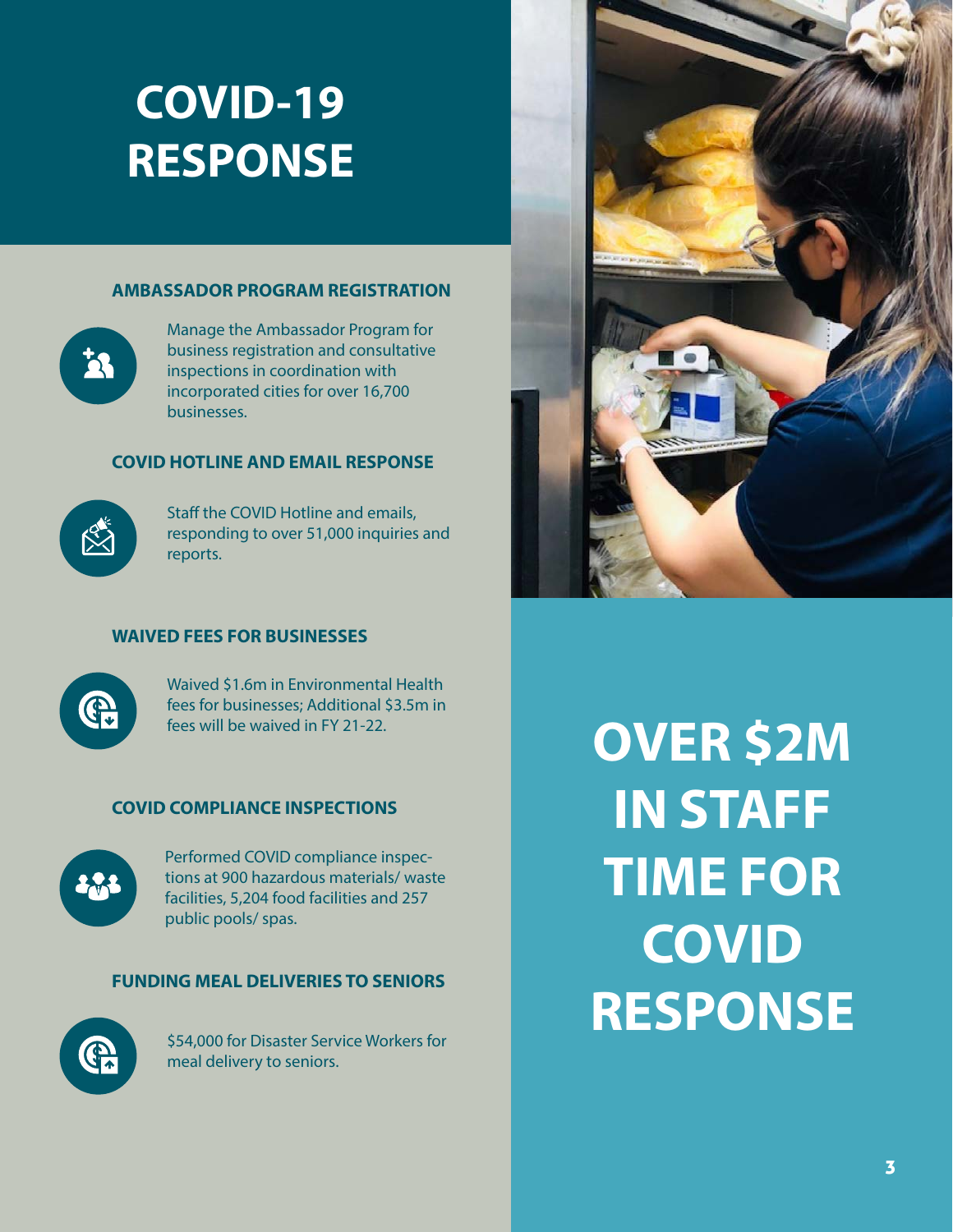# COVID-19 RESPONSE

### AMBASSADOR PROGRAM REGISTRATION

Manage the Ambassador Program for business registration and consultative inspections in coordination with incorporated cities for over 16,700 businesses.

### COVID HOTLINE AND EMAIL RESPONSE

Staff the COVID Hotline and emails, responding to over 51,000 inquiries and reports.

### WAIVED FEES FOR BUSINESSES

Waived $1.6m in Environmental Health fees for businesses; Additional $3.5m in fees will be waived in FY 21-22.

### COVID COMPLIANCE INSPECTIONS

Performed COVID compliance inspections at 900 hazardous materials/ waste facilities, 5,204 food facilities and 257 public pools/ spas.

### FUNDING MEAL DELIVERIES TO SENIORS

$54,000 for Disaster Service Workers for meal delivery to seniors.

## OVER $2M IN STAFF TIME FOR COVID RESPONSE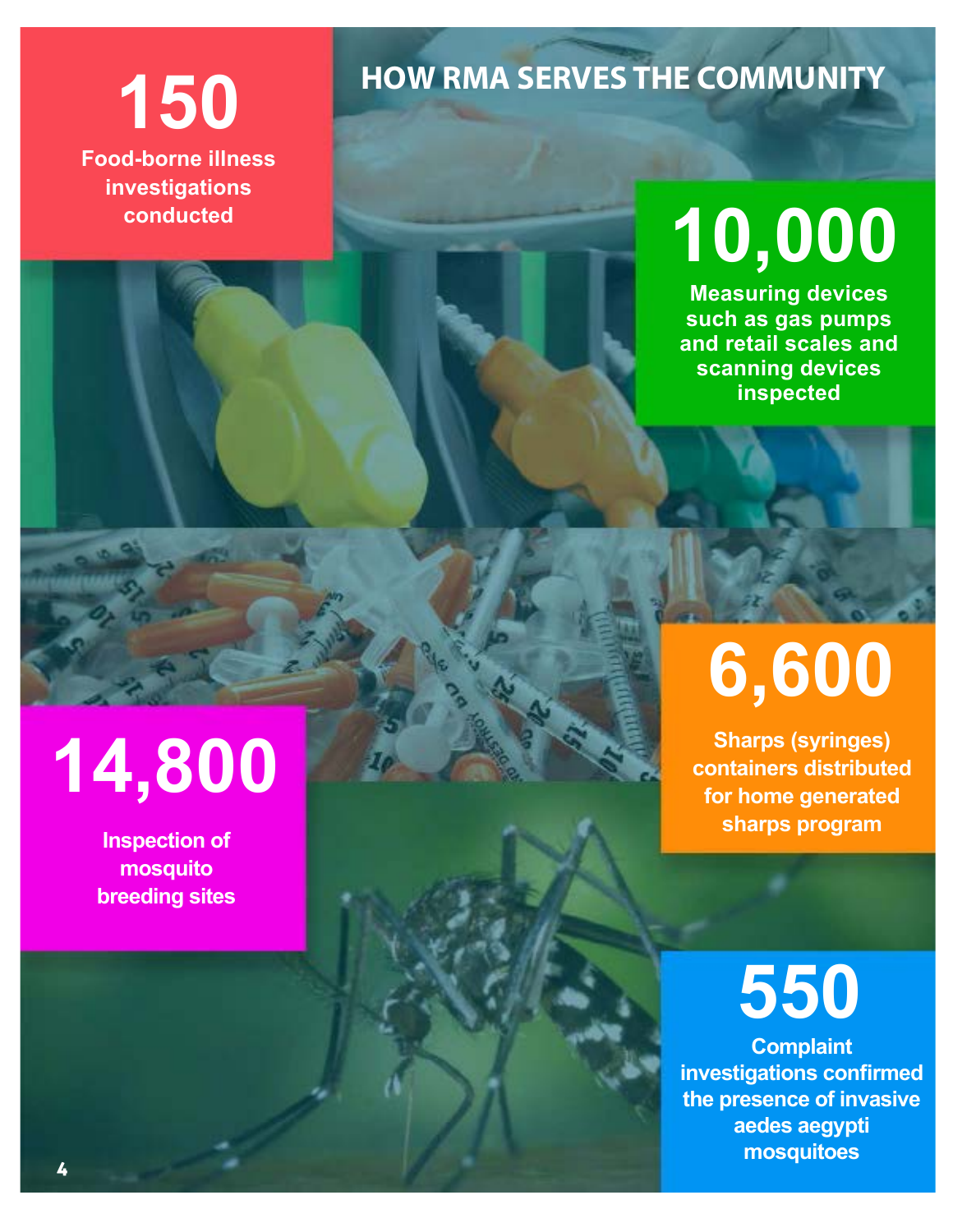# HOW RMA SERVES THE COMMUNITY

**150**
Food-borne illness investigations conducted

**10,000**
Measuring devices such as gas pumps and retail scales and scanning devices inspected

**6,600**
Sharps (syringes) containers distributed for home generated sharps program

**14,800**
Inspection of mosquito breeding sites

**550**
Complaint investigations confirmed the presence of invasive aedes aegypti mosquitoes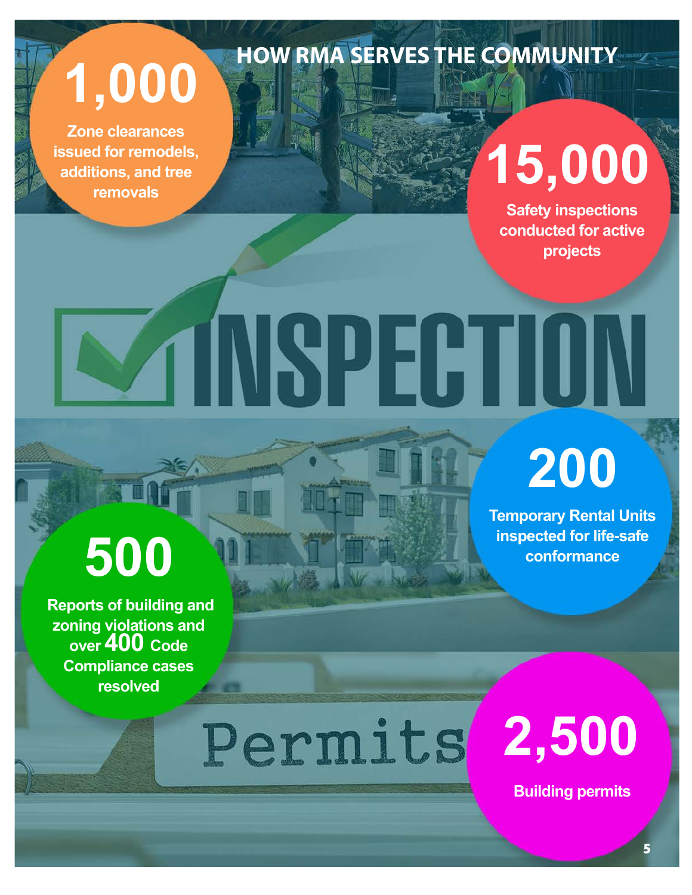# HOW RMA SERVES THE COMMUNITY

**1,000**

Zone clearances issued for remodels, additions, and tree removals

**15,000**

Safety inspections conducted for active projects

INSPECTION

**200**

Temporary Rental Units inspected for life-safe conformance

**500**

Reports of building and zoning violations and over **400** Code Compliance cases resolved

Permits

**2,500**

Building permits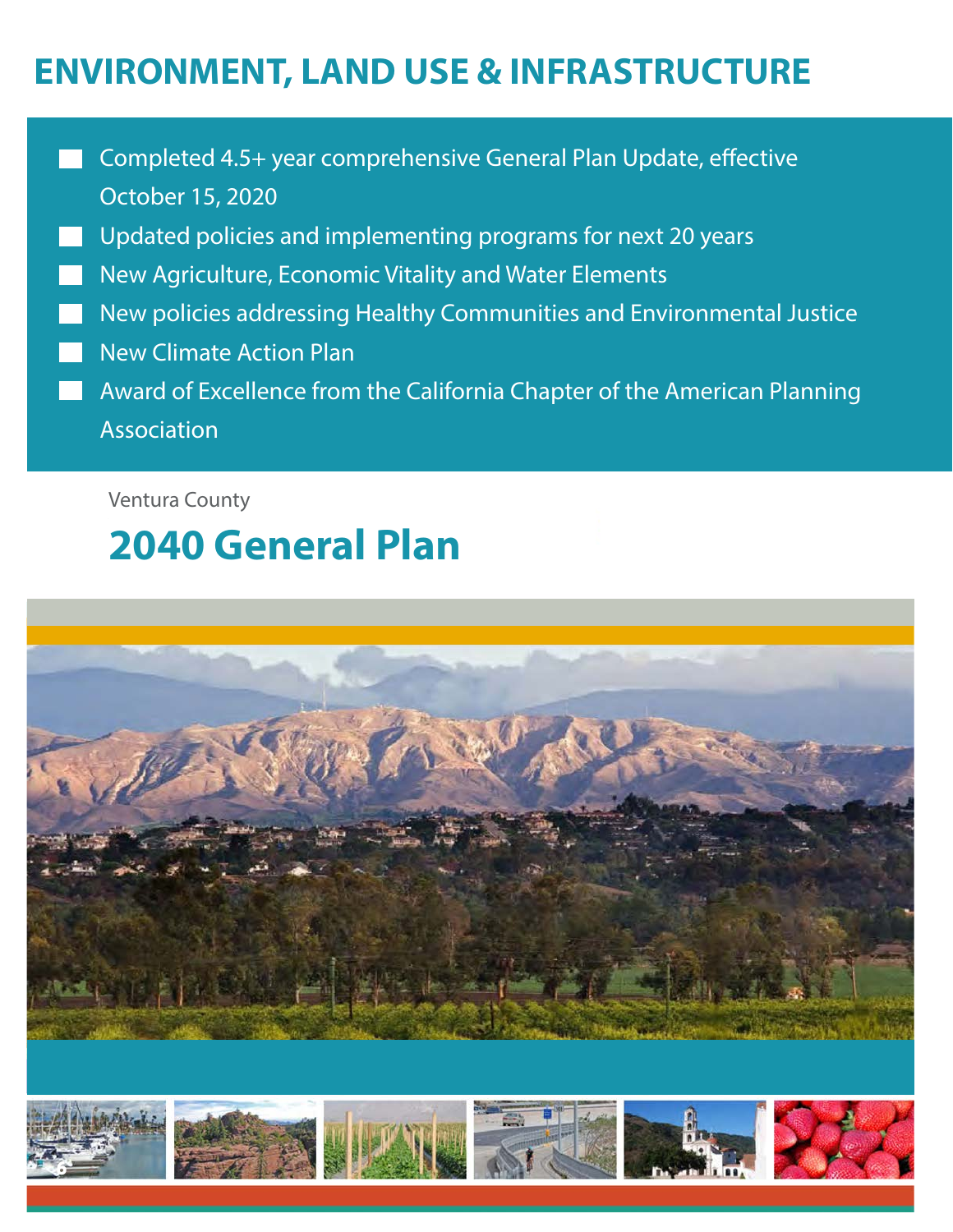# ENVIRONMENT, LAND USE & INFRASTRUCTURE

- Completed 4.5+ year comprehensive General Plan Update, effective October 15, 2020
- Updated policies and implementing programs for next 20 years
- New Agriculture, Economic Vitality and Water Elements
- New policies addressing Healthy Communities and Environmental Justice
- New Climate Action Plan
- Award of Excellence from the California Chapter of the American Planning Association

Ventura County

## 2040 General Plan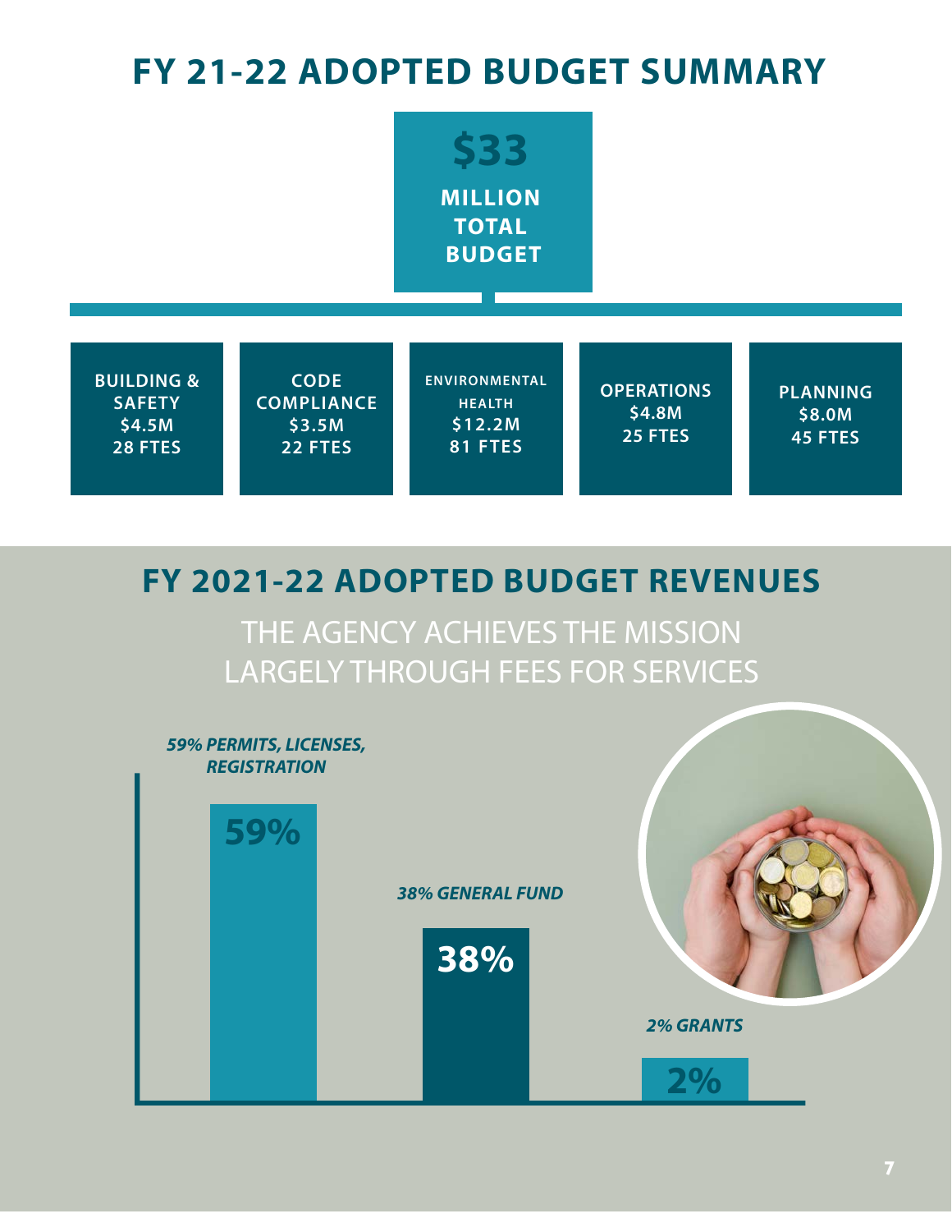# FY 21-22 ADOPTED BUDGET SUMMARY

**$33 MILLION TOTAL BUDGET**

| Division | Budget | FTEs |
|---|---|---|
| BUILDING & SAFETY | $4.5M | 28 FTES |
| CODE COMPLIANCE | $3.5M | 22 FTES |
| ENVIRONMENTAL HEALTH | $12.2M | 81 FTES |
| OPERATIONS | $4.8M | 25 FTES |
| PLANNING | $8.0M | 45 FTES |

## FY 2021-22 ADOPTED BUDGET REVENUES

THE AGENCY ACHIEVES THE MISSION LARGELY THROUGH FEES FOR SERVICES

- *59% PERMITS, LICENSES, REGISTRATION* — **59%**
- *38% GENERAL FUND* — **38%**
- *2% GRANTS* — **2%**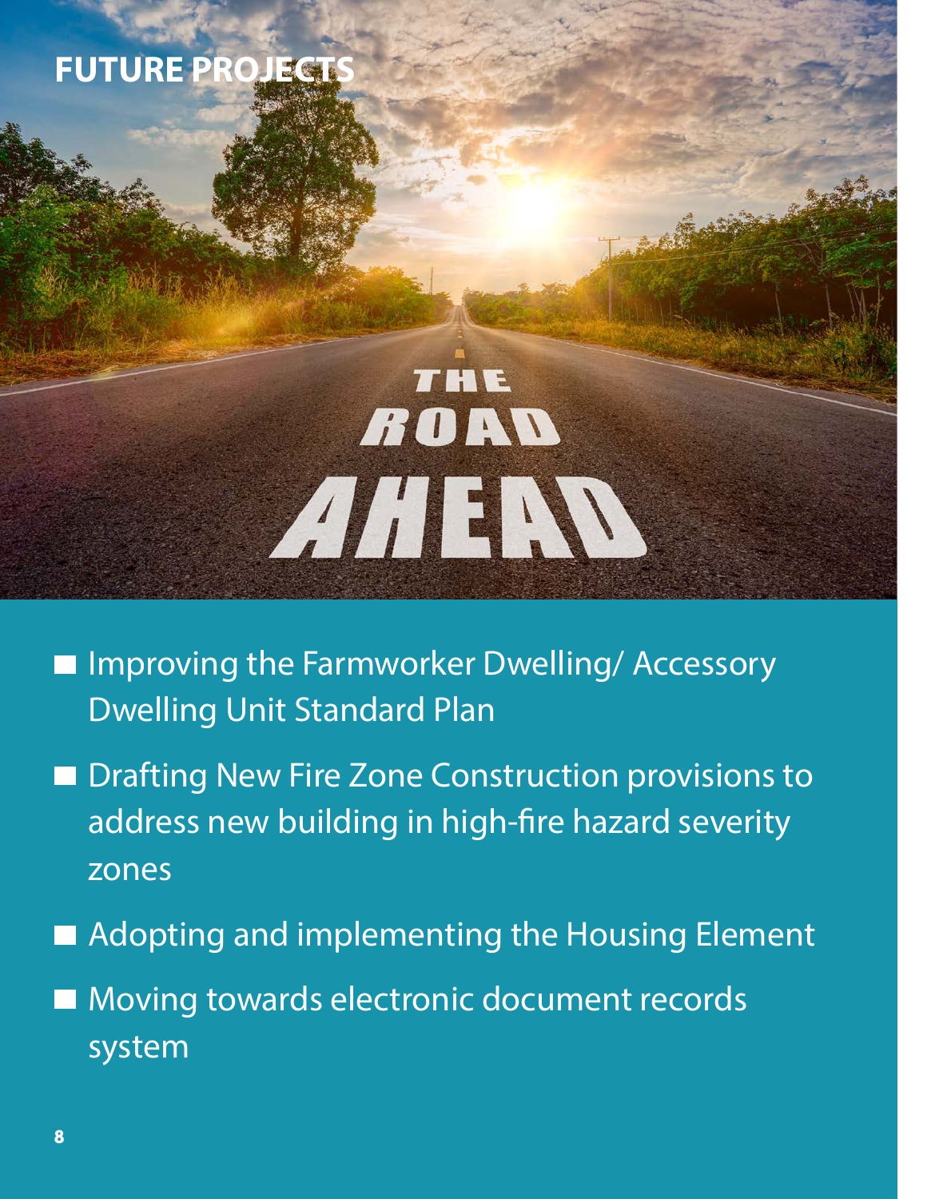# FUTURE PROJECTS

THE ROAD AHEAD

- Improving the Farmworker Dwelling/ Accessory Dwelling Unit Standard Plan
- Drafting New Fire Zone Construction provisions to address new building in high-fire hazard severity zones
- Adopting and implementing the Housing Element
- Moving towards electronic document records system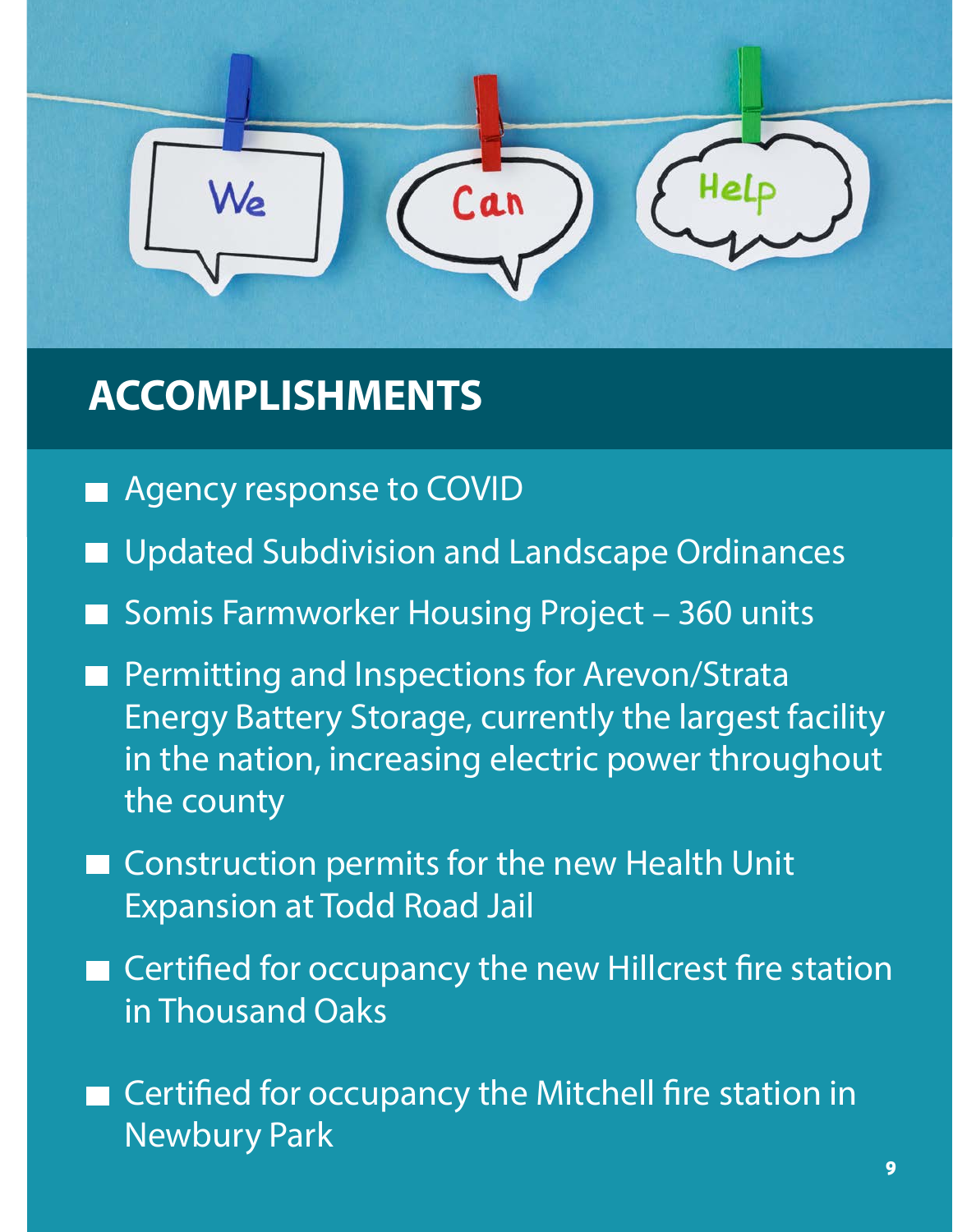# ACCOMPLISHMENTS

- Agency response to COVID
- Updated Subdivision and Landscape Ordinances
- Somis Farmworker Housing Project – 360 units
- Permitting and Inspections for Arevon/Strata Energy Battery Storage, currently the largest facility in the nation, increasing electric power throughout the county
- Construction permits for the new Health Unit Expansion at Todd Road Jail
- Certified for occupancy the new Hillcrest fire station in Thousand Oaks
- Certified for occupancy the Mitchell fire station in Newbury Park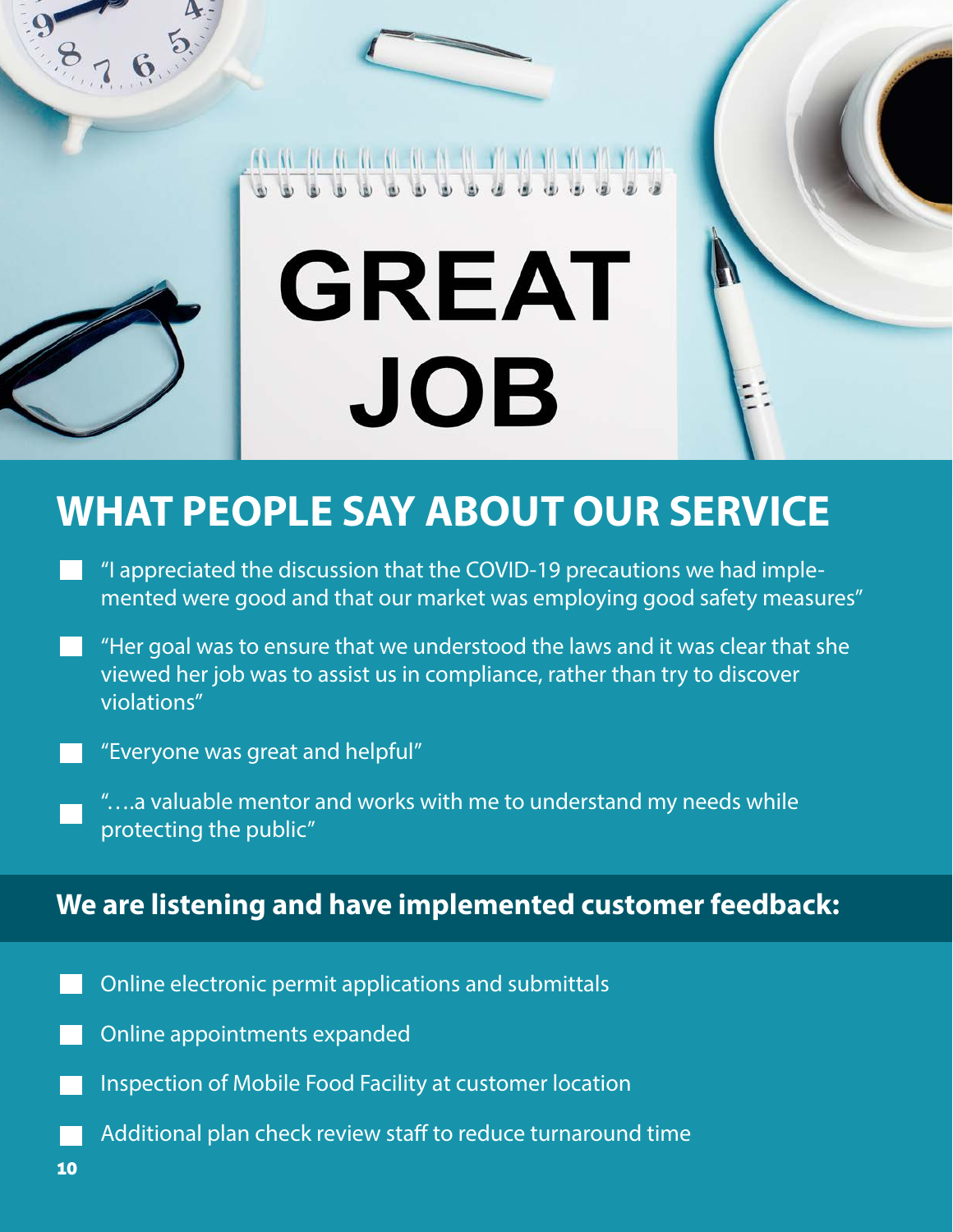# WHAT PEOPLE SAY ABOUT OUR SERVICE

- "I appreciated the discussion that the COVID-19 precautions we had implemented were good and that our market was employing good safety measures"
- "Her goal was to ensure that we understood the laws and it was clear that she viewed her job was to assist us in compliance, rather than try to discover violations"
- "Everyone was great and helpful"
- "….a valuable mentor and works with me to understand my needs while protecting the public"

## We are listening and have implemented customer feedback:

- Online electronic permit applications and submittals
- Online appointments expanded
- Inspection of Mobile Food Facility at customer location
- Additional plan check review staff to reduce turnaround time